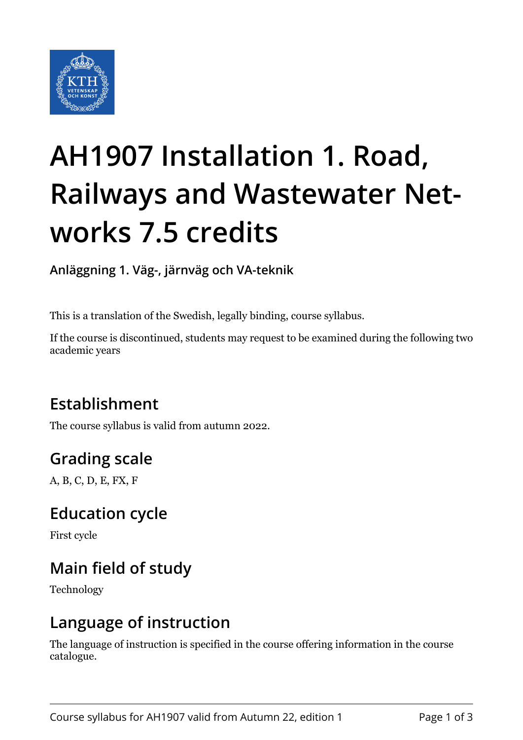# AH1907 Installation 1. Road, Railways and Wastewater Networks 7.5 credits

**Anläggning 1. Väg-, järnväg och VA-teknik**

This is a translation of the Swedish, legally binding, course syllabus.

If the course is discontinued, students may request to be examined during the following two academic years

## Establishment

The course syllabus is valid from autumn 2022.

## Grading scale

A, B, C, D, E, FX, F

## Education cycle

First cycle

## Main field of study

Technology

## Language of instruction

The language of instruction is specified in the course offering information in the course catalogue.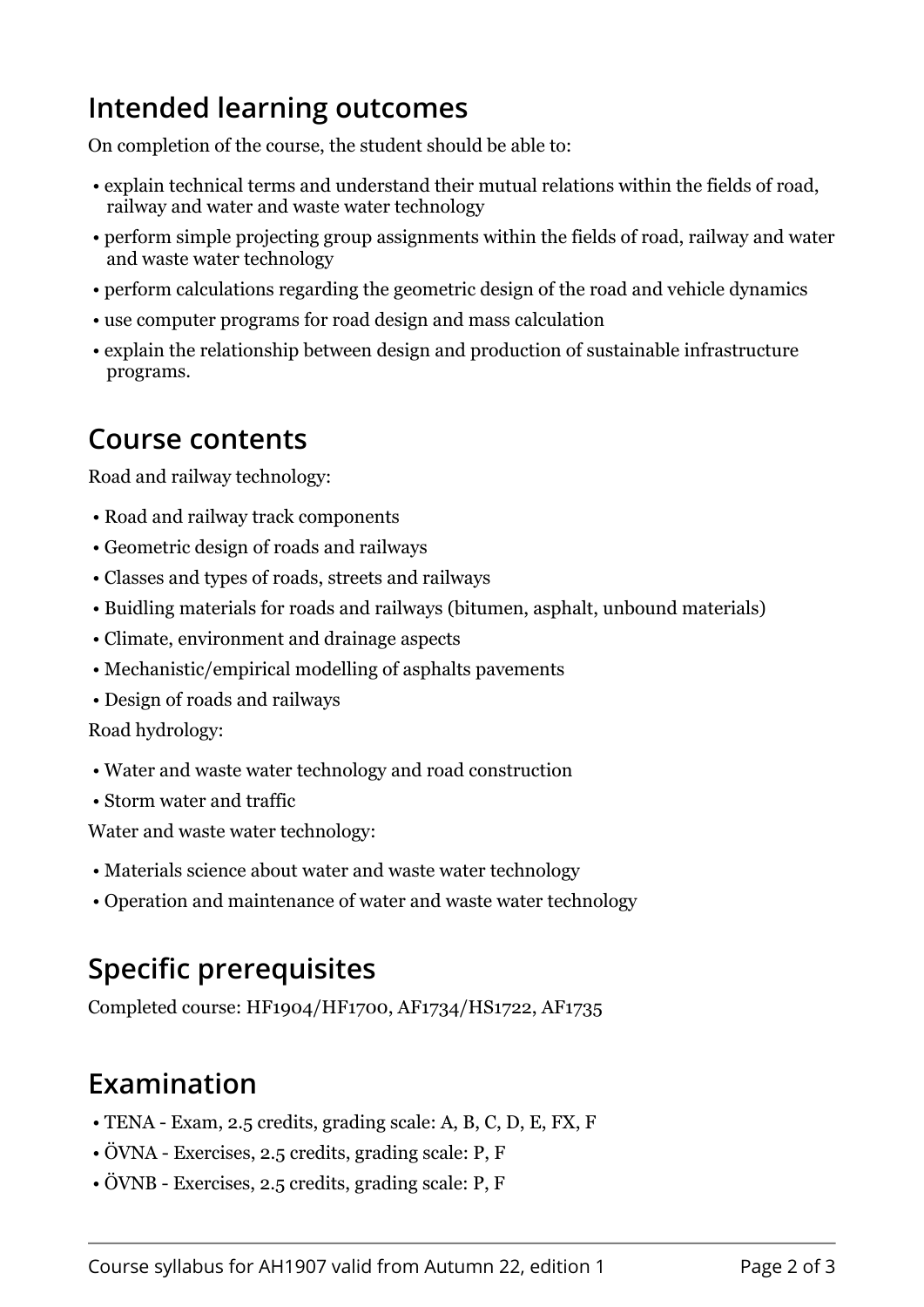## Intended learning outcomes

On completion of the course, the student should be able to:

- explain technical terms and understand their mutual relations within the fields of road, railway and water and waste water technology
- perform simple projecting group assignments within the fields of road, railway and water and waste water technology
- perform calculations regarding the geometric design of the road and vehicle dynamics
- use computer programs for road design and mass calculation
- explain the relationship between design and production of sustainable infrastructure programs.

## Course contents

Road and railway technology:

- Road and railway track components
- Geometric design of roads and railways
- Classes and types of roads, streets and railways
- Buidling materials for roads and railways (bitumen, asphalt, unbound materials)
- Climate, environment and drainage aspects
- Mechanistic/empirical modelling of asphalts pavements
- Design of roads and railways

Road hydrology:

- Water and waste water technology and road construction
- Storm water and traffic

Water and waste water technology:

- Materials science about water and waste water technology
- Operation and maintenance of water and waste water technology

## Specific prerequisites

Completed course: HF1904/HF1700, AF1734/HS1722, AF1735

## Examination

- TENA - Exam, 2.5 credits, grading scale: A, B, C, D, E, FX, F
- ÖVNA - Exercises, 2.5 credits, grading scale: P, F
- ÖVNB - Exercises, 2.5 credits, grading scale: P, F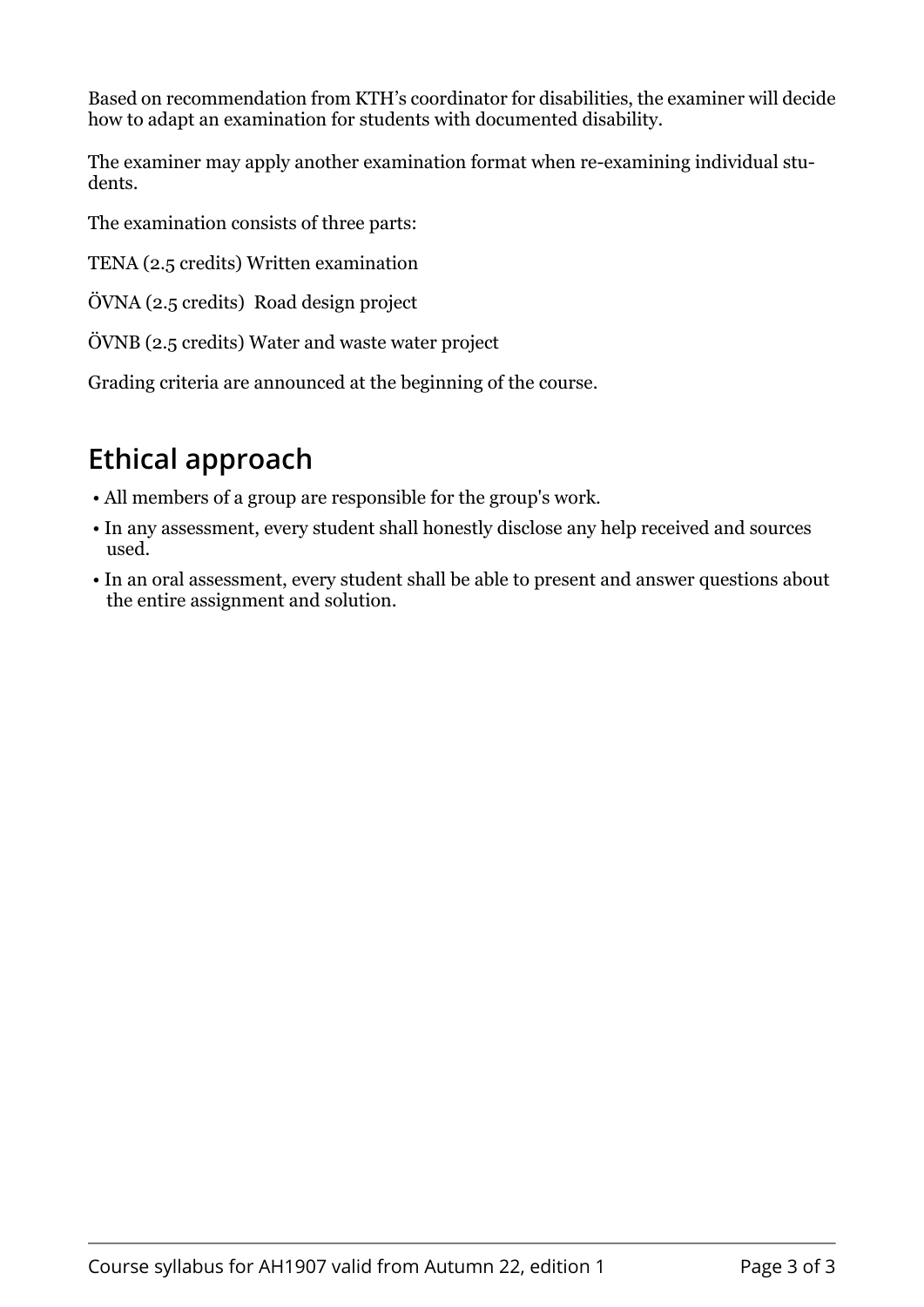Based on recommendation from KTH's coordinator for disabilities, the examiner will decide how to adapt an examination for students with documented disability.

The examiner may apply another examination format when re-examining individual students.

The examination consists of three parts:

TENA (2.5 credits) Written examination

ÖVNA (2.5 credits)  Road design project

ÖVNB (2.5 credits) Water and waste water project

Grading criteria are announced at the beginning of the course.

## Ethical approach

- All members of a group are responsible for the group's work.
- In any assessment, every student shall honestly disclose any help received and sources used.
- In an oral assessment, every student shall be able to present and answer questions about the entire assignment and solution.